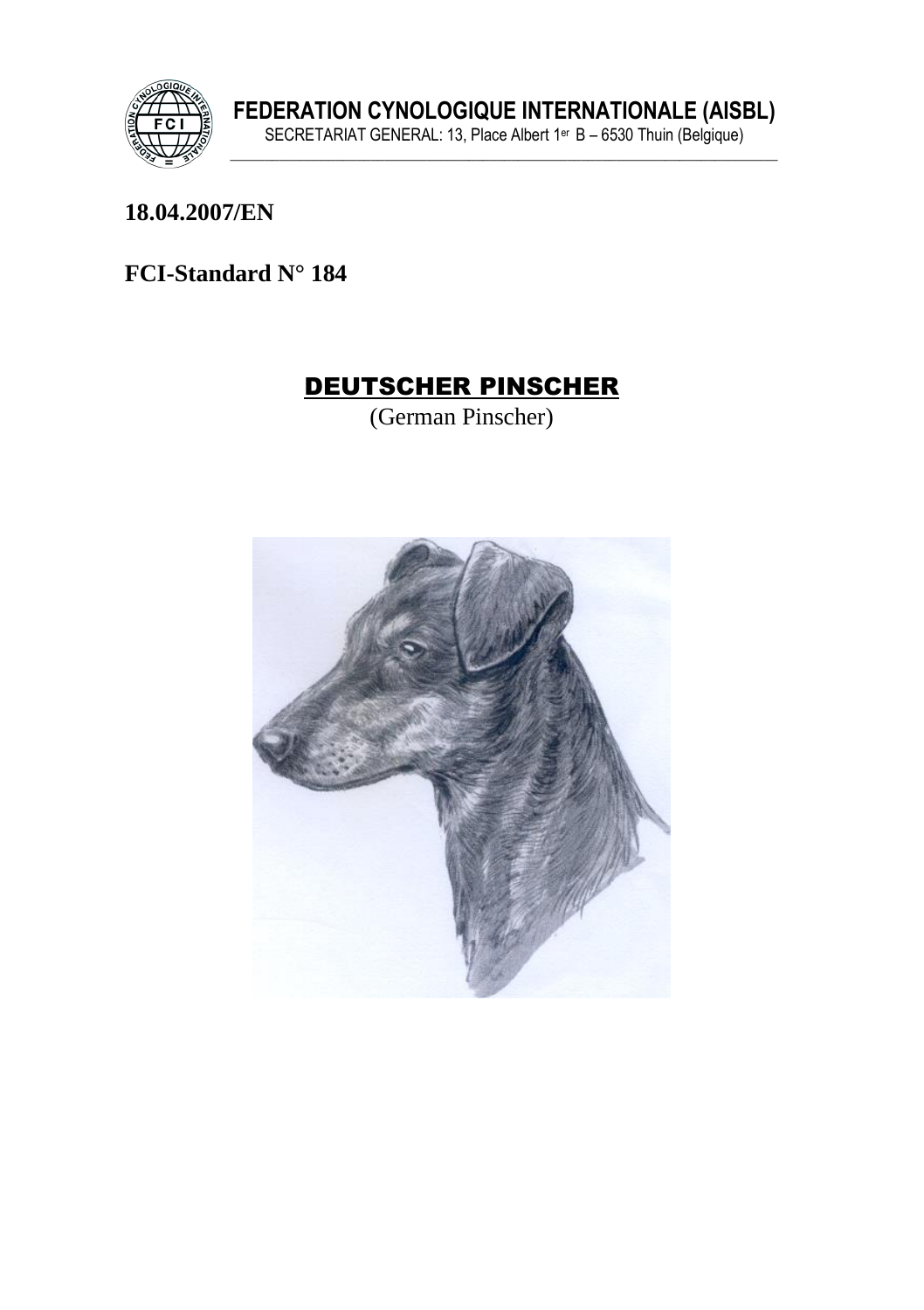**FEDERATION CYNOLOGIQUE INTERNATIONALE (AISBL)**

SECRETARIAT GENERAL: 13, Place Albert 1er B – 6530 Thuin (Belgique)

**18.04.2007/EN**

**FCI-Standard N° 184**

# DEUTSCHER PINSCHER

(German Pinscher)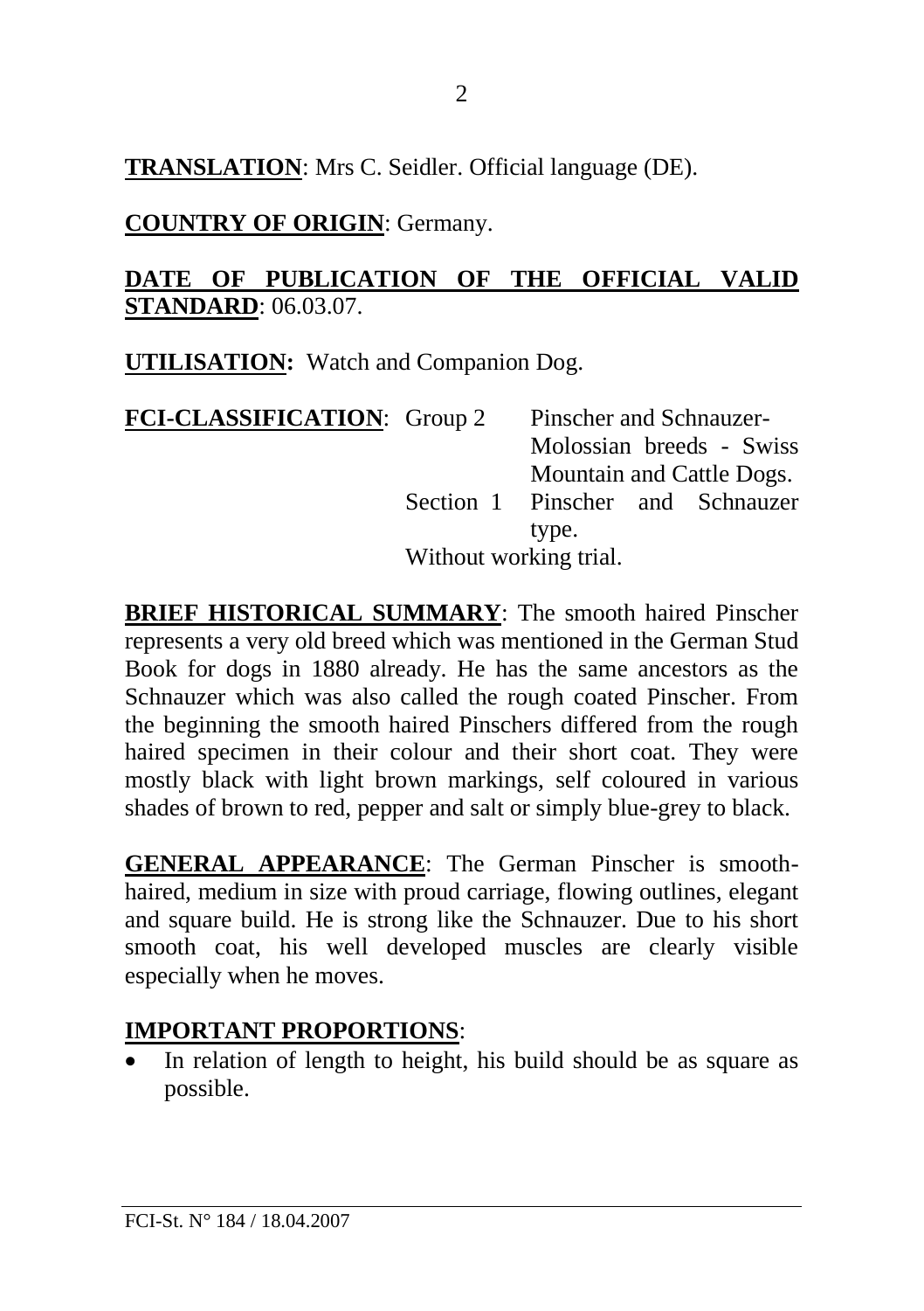**TRANSLATION**: Mrs C. Seidler. Official language (DE).

**COUNTRY OF ORIGIN**: Germany.

**DATE OF PUBLICATION OF THE OFFICIAL VALID STANDARD**: 06.03.07.

**UTILISATION:** Watch and Companion Dog.

**FCI-CLASSIFICATION**: Group 2 Pinscher and Schnauzer-Molossian breeds - Swiss Mountain and Cattle Dogs.
Section 1 Pinscher and Schnauzer type.
Without working trial.

**BRIEF HISTORICAL SUMMARY**: The smooth haired Pinscher represents a very old breed which was mentioned in the German Stud Book for dogs in 1880 already. He has the same ancestors as the Schnauzer which was also called the rough coated Pinscher. From the beginning the smooth haired Pinschers differed from the rough haired specimen in their colour and their short coat. They were mostly black with light brown markings, self coloured in various shades of brown to red, pepper and salt or simply blue-grey to black.

**GENERAL APPEARANCE**: The German Pinscher is smooth-haired, medium in size with proud carriage, flowing outlines, elegant and square build. He is strong like the Schnauzer. Due to his short smooth coat, his well developed muscles are clearly visible especially when he moves.

**IMPORTANT PROPORTIONS**:

- In relation of length to height, his build should be as square as possible.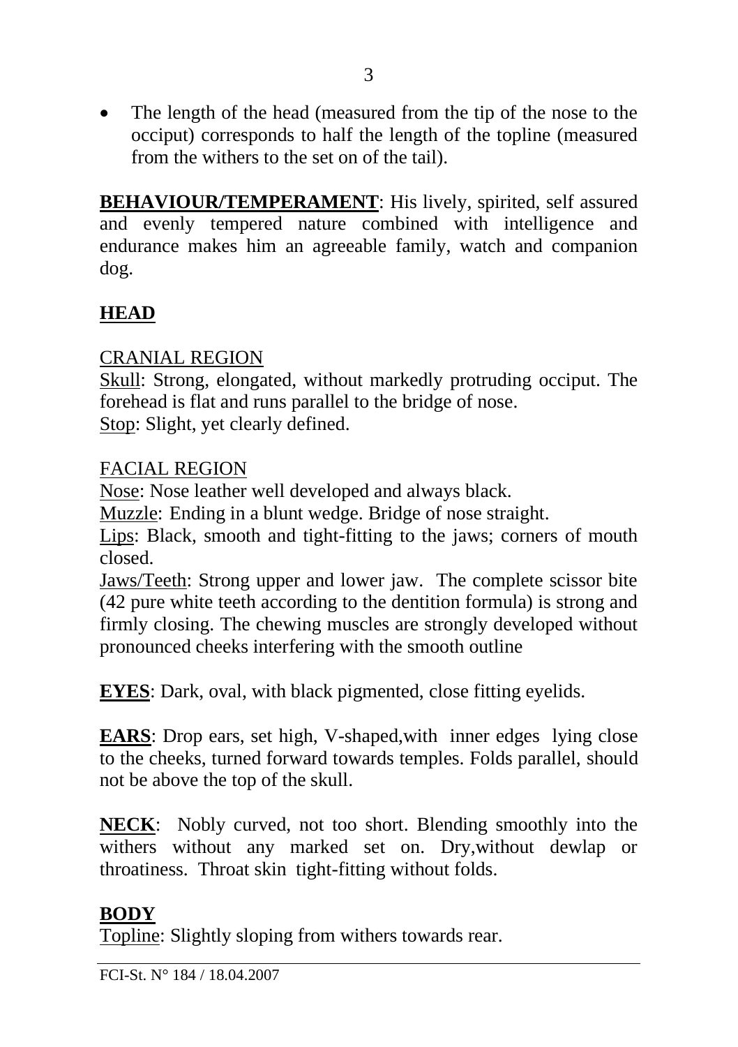- The length of the head (measured from the tip of the nose to the occiput) corresponds to half the length of the topline (measured from the withers to the set on of the tail).

**BEHAVIOUR/TEMPERAMENT**: His lively, spirited, self assured and evenly tempered nature combined with intelligence and endurance makes him an agreeable family, watch and companion dog.

## HEAD

CRANIAL REGION

Skull: Strong, elongated, without markedly protruding occiput. The forehead is flat and runs parallel to the bridge of nose.
Stop: Slight, yet clearly defined.

FACIAL REGION

Nose: Nose leather well developed and always black.
Muzzle: Ending in a blunt wedge. Bridge of nose straight.
Lips: Black, smooth and tight-fitting to the jaws; corners of mouth closed.
Jaws/Teeth: Strong upper and lower jaw. The complete scissor bite (42 pure white teeth according to the dentition formula) is strong and firmly closing. The chewing muscles are strongly developed without pronounced cheeks interfering with the smooth outline

**EYES**: Dark, oval, with black pigmented, close fitting eyelids.

**EARS**: Drop ears, set high, V-shaped,with inner edges lying close to the cheeks, turned forward towards temples. Folds parallel, should not be above the top of the skull.

**NECK**: Nobly curved, not too short. Blending smoothly into the withers without any marked set on. Dry,without dewlap or throatiness. Throat skin tight-fitting without folds.

## BODY

Topline: Slightly sloping from withers towards rear.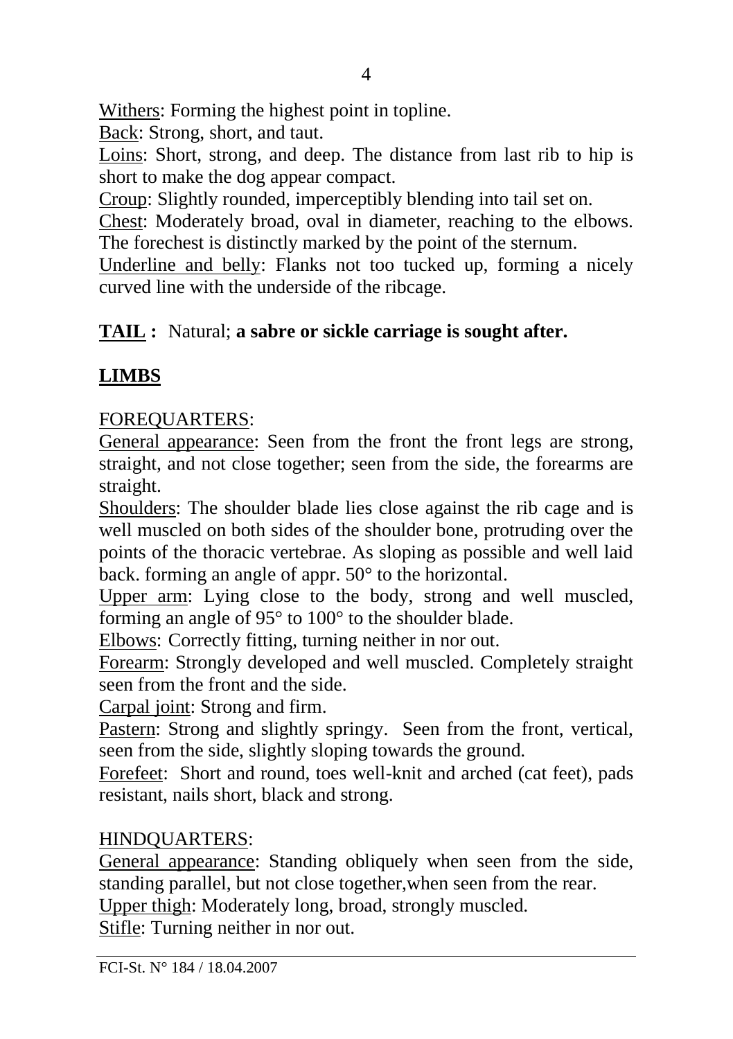Withers: Forming the highest point in topline.

Back: Strong, short, and taut.

Loins: Short, strong, and deep. The distance from last rib to hip is short to make the dog appear compact.

Croup: Slightly rounded, imperceptibly blending into tail set on.

Chest: Moderately broad, oval in diameter, reaching to the elbows. The forechest is distinctly marked by the point of the sternum.

Underline and belly: Flanks not too tucked up, forming a nicely curved line with the underside of the ribcage.

**TAIL :** Natural; **a sabre or sickle carriage is sought after.**

## LIMBS

FOREQUARTERS:

General appearance: Seen from the front the front legs are strong, straight, and not close together; seen from the side, the forearms are straight.

Shoulders: The shoulder blade lies close against the rib cage and is well muscled on both sides of the shoulder bone, protruding over the points of the thoracic vertebrae. As sloping as possible and well laid back. forming an angle of appr. 50° to the horizontal.

Upper arm: Lying close to the body, strong and well muscled, forming an angle of 95° to 100° to the shoulder blade.

Elbows: Correctly fitting, turning neither in nor out.

Forearm: Strongly developed and well muscled. Completely straight seen from the front and the side.

Carpal joint: Strong and firm.

Pastern: Strong and slightly springy. Seen from the front, vertical, seen from the side, slightly sloping towards the ground.

Forefeet: Short and round, toes well-knit and arched (cat feet), pads resistant, nails short, black and strong.

HINDQUARTERS:

General appearance: Standing obliquely when seen from the side, standing parallel, but not close together,when seen from the rear.

Upper thigh: Moderately long, broad, strongly muscled.

Stifle: Turning neither in nor out.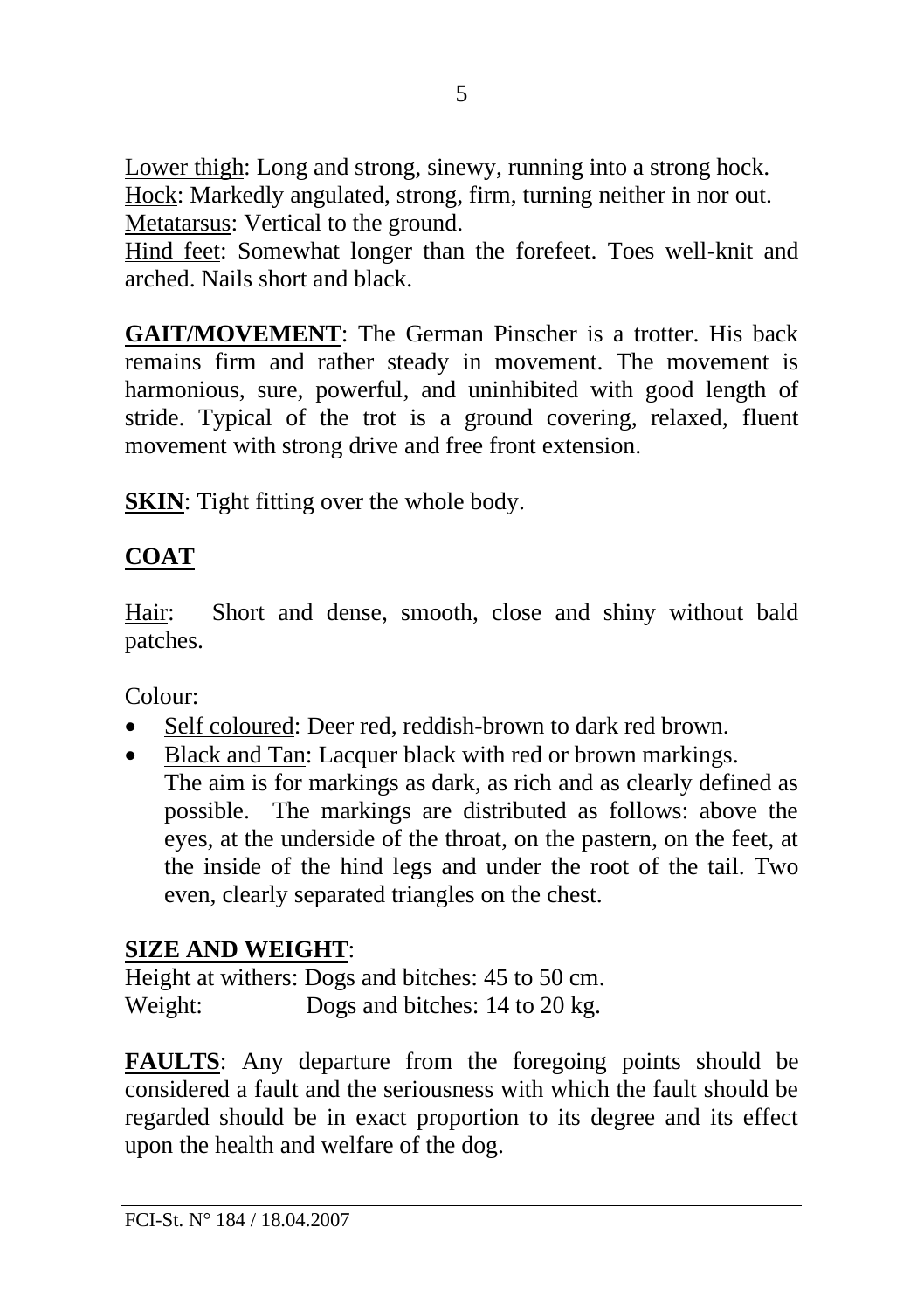Lower thigh: Long and strong, sinewy, running into a strong hock.
Hock: Markedly angulated, strong, firm, turning neither in nor out.
Metatarsus: Vertical to the ground.
Hind feet: Somewhat longer than the forefeet. Toes well-knit and arched. Nails short and black.

**GAIT/MOVEMENT**: The German Pinscher is a trotter. His back remains firm and rather steady in movement. The movement is harmonious, sure, powerful, and uninhibited with good length of stride. Typical of the trot is a ground covering, relaxed, fluent movement with strong drive and free front extension.

**SKIN**: Tight fitting over the whole body.

**COAT**

Hair: Short and dense, smooth, close and shiny without bald patches.

Colour:

- Self coloured: Deer red, reddish-brown to dark red brown.
- Black and Tan: Lacquer black with red or brown markings. The aim is for markings as dark, as rich and as clearly defined as possible. The markings are distributed as follows: above the eyes, at the underside of the throat, on the pastern, on the feet, at the inside of the hind legs and under the root of the tail. Two even, clearly separated triangles on the chest.

**SIZE AND WEIGHT**:
Height at withers: Dogs and bitches: 45 to 50 cm.
Weight: Dogs and bitches: 14 to 20 kg.

**FAULTS**: Any departure from the foregoing points should be considered a fault and the seriousness with which the fault should be regarded should be in exact proportion to its degree and its effect upon the health and welfare of the dog.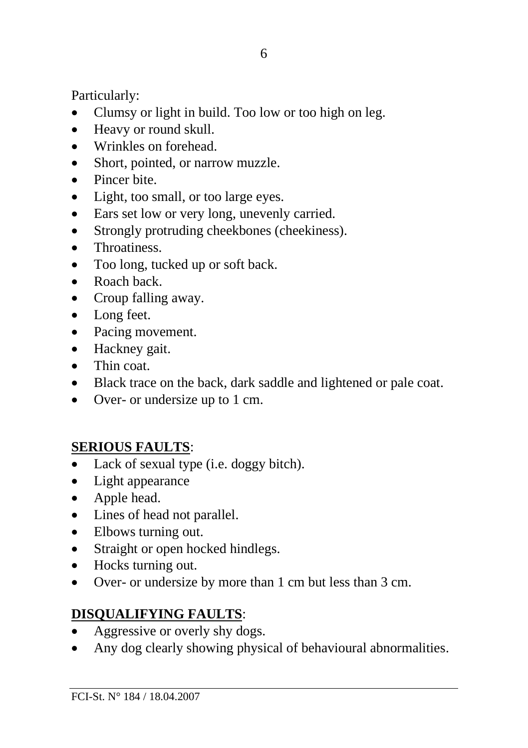Particularly:

- Clumsy or light in build. Too low or too high on leg.
- Heavy or round skull.
- Wrinkles on forehead.
- Short, pointed, or narrow muzzle.
- Pincer bite.
- Light, too small, or too large eyes.
- Ears set low or very long, unevenly carried.
- Strongly protruding cheekbones (cheekiness).
- Throatiness.
- Too long, tucked up or soft back.
- Roach back.
- Croup falling away.
- Long feet.
- Pacing movement.
- Hackney gait.
- Thin coat.
- Black trace on the back, dark saddle and lightened or pale coat.
- Over- or undersize up to 1 cm.

**<u>SERIOUS FAULTS</u>**:

- Lack of sexual type (i.e. doggy bitch).
- Light appearance
- Apple head.
- Lines of head not parallel.
- Elbows turning out.
- Straight or open hocked hindlegs.
- Hocks turning out.
- Over- or undersize by more than 1 cm but less than 3 cm.

**<u>DISQUALIFYING FAULTS</u>**:

- Aggressive or overly shy dogs.
- Any dog clearly showing physical of behavioural abnormalities.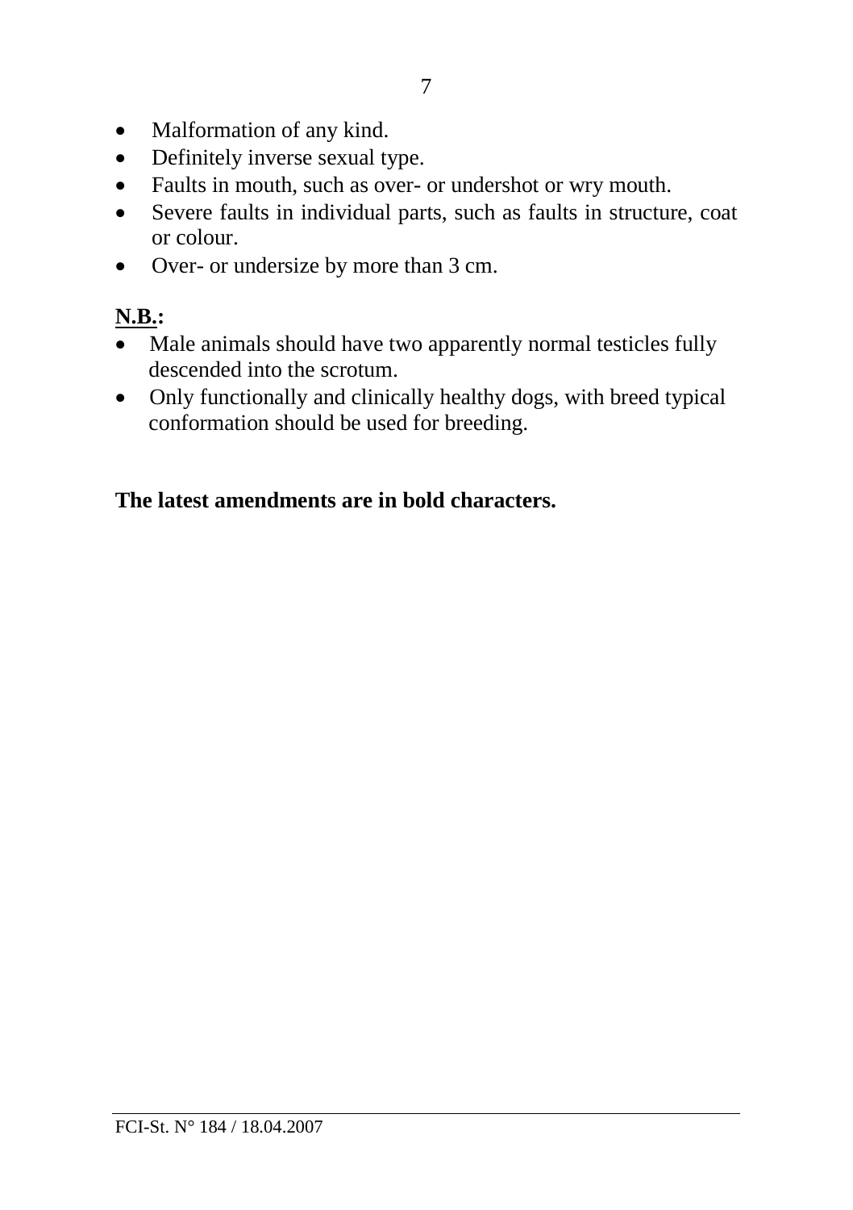- Malformation of any kind.
- Definitely inverse sexual type.
- Faults in mouth, such as over- or undershot or wry mouth.
- Severe faults in individual parts, such as faults in structure, coat or colour.
- Over- or undersize by more than 3 cm.

**N.B.:**

- Male animals should have two apparently normal testicles fully descended into the scrotum.
- Only functionally and clinically healthy dogs, with breed typical conformation should be used for breeding.

**The latest amendments are in bold characters.**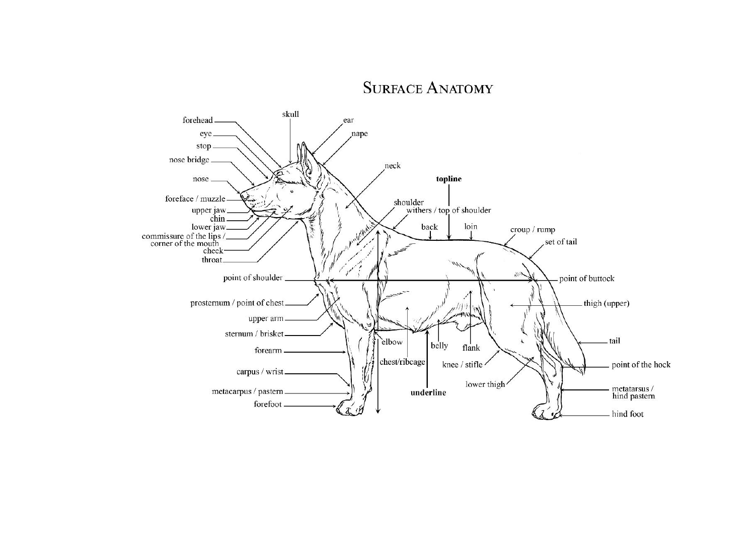# Surface Anatomy

skull
forehead
eye
stop
nose bridge
nose
foreface / muzzle
upper jaw
chin
lower jaw
commissure of the lips / corner of the mouth
cheek
throat
ear
nape
neck
topline
shoulder
withers / top of shoulder
back
loin
croup / rump
set of tail
point of shoulder
point of buttock
prosternum / point of chest
thigh (upper)
upper arm
sternum / brisket
elbow
belly
flank
tail
forearm
chest/ribcage
knee / stifle
point of the hock
carpus / wrist
lower thigh
metacarpus / pastern
underline
metatarsus / hind pastern
forefoot
hind foot